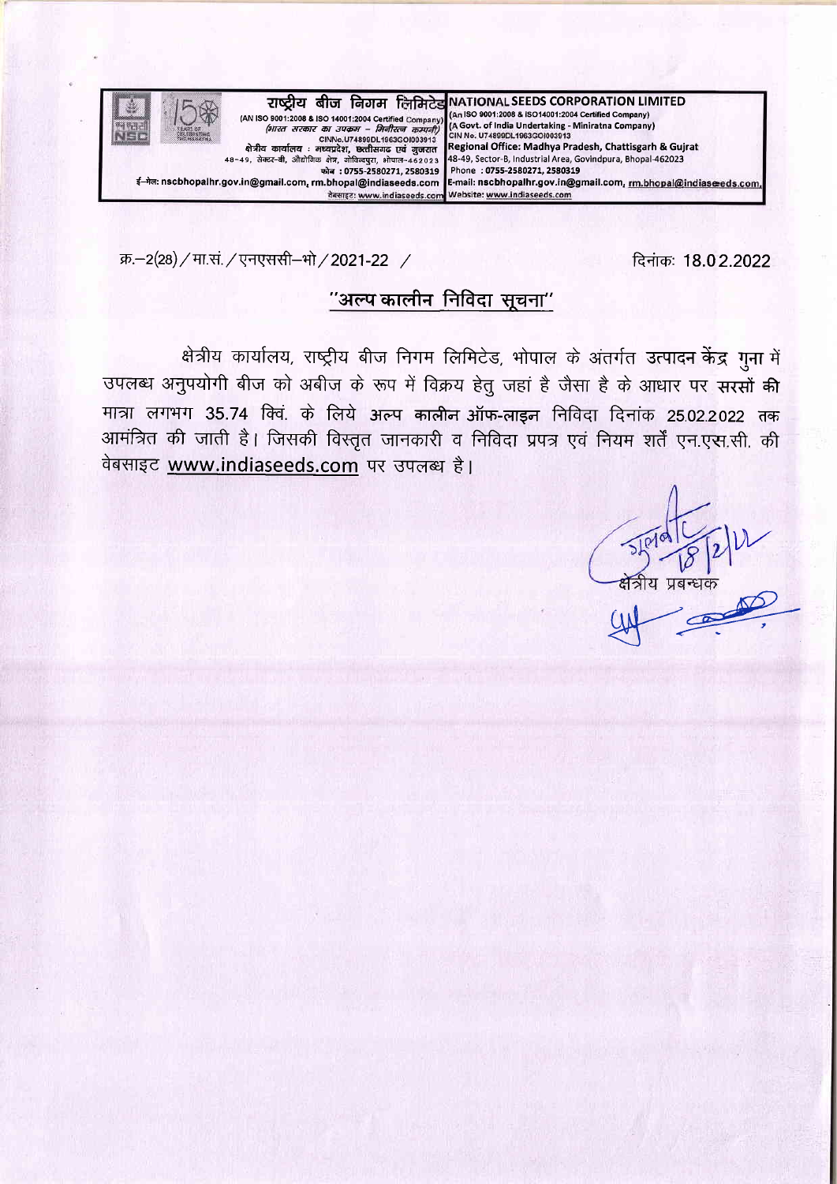राष्ट्रीय बीज निगम लिमिटेड
(AN ISO 9001:2008 & ISO 14001:2004 Certified Company)
(भारत सरकार का उपक्रम – मिनीरत्न कम्पनी)
CINNo.U74899DL1963GOI003913
क्षेत्रीय कार्यालय : मध्यप्रदेश, छत्तीसगढ़ एवं गुजरात
48-49, सेक्टर-बी, औद्योगिक क्षेत्र, गोविन्दपुरा, भोपाल-462023
फोन : 0755-2580271, 2580319
ई-मेल: nscbhopalhr.gov.in@gmail.com, rm.bhopal@indiaseeds.com
वेबसाइट: www.indiaseeds.com

NATIONAL SEEDS CORPORATION LIMITED
(An ISO 9001:2008 & ISO14001:2004 Certified Company)
(A Govt. of India Undertaking - Miniratna Company)
CIN No. U74899DL1963GOI003913
Regional Office: Madhya Pradesh, Chattisgarh & Gujrat
48-49, Sector-B, Industrial Area, Govindpura, Bhopal-462023
Phone : 0755-2580271, 2580319
E-mail: nscbhopalhr.gov.in@gmail.com, rm.bhopal@indiaseeds.com,
Website: www.indiaseeds.com

क्र.–2(28) / मा.सं. / एनएससी–भो / 2021-22 /

दिनांक: 18.02.2022

## "अल्प कालीन निविदा सूचना"

क्षेत्रीय कार्यालय, राष्ट्रीय बीज निगम लिमिटेड, भोपाल के अंतर्गत **उत्पादन केंद्र गुना** में उपलब्ध अनुपयोगी बीज को अबीज के रूप में विक्रय हेतु जहां है जैसा है के आधार पर **सरसों की** मात्रा लगभग 35.74 क्विं. के लिये **अल्प कालीन ऑफ-लाइन** निविदा दिनांक 25.02.2022 तक आमंत्रित की जाती है। जिसकी विस्तृत जानकारी व निविदा प्रपत्र एवं नियम शर्तें एन.एस.सी. की वेबसाइट www.indiaseeds.com पर उपलब्ध है।

क्षेत्रीय प्रबन्धक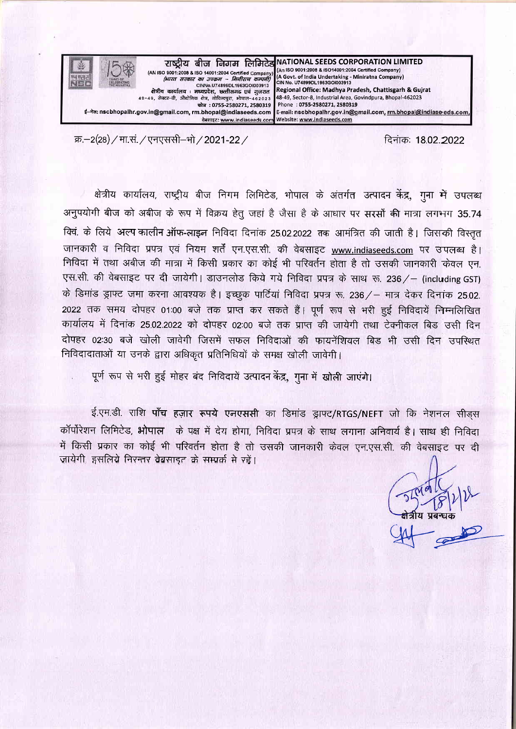**राष्ट्रीय बीज निगम लिमिटेड**
(An ISO 9001:2008 & ISO 14001:2004 Certified Company)
*(भारत सरकार का उपक्रम – मिनीरत्न कम्पनी)*
CINNo.U74899DL1963GOI003913
क्षेत्रीय कार्यालय : मध्यप्रदेश, छत्तीसगढ़ एवं गुजरात
48-49, सेक्टर-बी, औद्योगिक क्षेत्र, गोविन्दपुरा, भोपाल-462023
फोन : 0755-2580271, 2580319
ई-मेल: nscbhopalhr.gov.in@gmail.com, rm.bhopal@indiaseeds.com
वेबसाइट: www.indiaseeds.com

**NATIONAL SEEDS CORPORATION LIMITED**
(An ISO 9001:2008 & ISO14001:2004 Certified Company)
(A Govt. of India Undertaking - Miniratna Company)
CIN No. U74899DL1963GOI003913
Regional Office: Madhya Pradesh, Chattisgarh & Gujrat
48-49, Sector-B, Industrial Area, Govindpura, Bhopal-462023
Phone : 0755-2580271, 2580319
E-mail: nscbhopalhr.gov.in@gmail.com, rm.bhopal@indiaseeds.com,
Website: www.indiaseeds.com

क्र.–2(28)/मा.सं./एनएससी–भो/2021-22/

दिनांक: 18.02.2022

क्षेत्रीय कार्यालय, राष्ट्रीय बीज निगम लिमिटेड, भोपाल के अंतर्गत उत्पादन केंद्र, गुना में उपलब्ध अनुपयोगी बीज को अबीज के रूप में विक्रय हेतु जहां है जैसा है के आधार पर **सरसों की** मात्रा लगभग 35.74 क्विं. के लिये **अल्प कालीन ऑफ-लाइन** निविदा दिनांक 25.02.2022 तक आमंत्रित की जाती है। जिसकी विस्तृत जानकारी व निविदा प्रपत्र एवं नियम शर्तें एन.एस.सी. की वेबसाइट www.indiaseeds.com पर उपलब्ध है। निविदा में तथा अबीज की मात्रा में किसी प्रकार का कोई भी परिवर्तन होता है तो उसकी जानकारी केवल एन.एस.सी. की वेबसाइट पर दी जायेगी। डाउनलोड किये गये निविदा प्रपत्र के साथ रू. 236/– (including GST) के डिमांड ड्राफ्ट जमा करना आवश्यक है। इच्छुक पार्टियां निविदा प्रपत्र रू. 236/– मात्र देकर दिनांक 25.02.2022 तक समय दोपहर 01:00 बजे तक प्राप्त कर सकते हैं। पूर्ण रूप से भरी हुई निविदायें निम्नलिखित कार्यालय में दिनांक 25.02.2022 को दोपहर 02:00 बजे तक प्राप्त की जायेगी तथा टेक्नीकल बिड उसी दिन दोपहर 02:30 बजे खोली जावेगी जिसमें सफल निविदाओं की फायनेंशियल बिड भी उसी दिन उपस्थित निविदादाताओं या उनके द्वारा अधिकृत प्रतिनिधियों के समक्ष खोली जावेगी।

पूर्ण रूप से भरी हुई मोहर बंद निविदायें उत्पादन केंद्र, गुना में खोली जाएंगे।

ई.एम.डी. राशि **पाँच हज़ार रूपये एनएससी** का डिमांड ड्राफ्ट/RTGS/NEFT जो कि नेशनल सीड्स कॉर्पोरेशन लिमिटेड, **भोपाल** के पक्ष में देय होगा, निविदा प्रपत्र के साथ लगाना अनिवार्य है। साथ ही निविदा में किसी प्रकार का कोई भी परिवर्तन होता है तो उसकी जानकारी केवल एन.एस.सी. की वेबसाइट पर दी जायेगी, इसलिये निरन्तर वेबसाइट के सम्पर्क में रहें।

18/2/22

क्षेत्रीय प्रबन्धक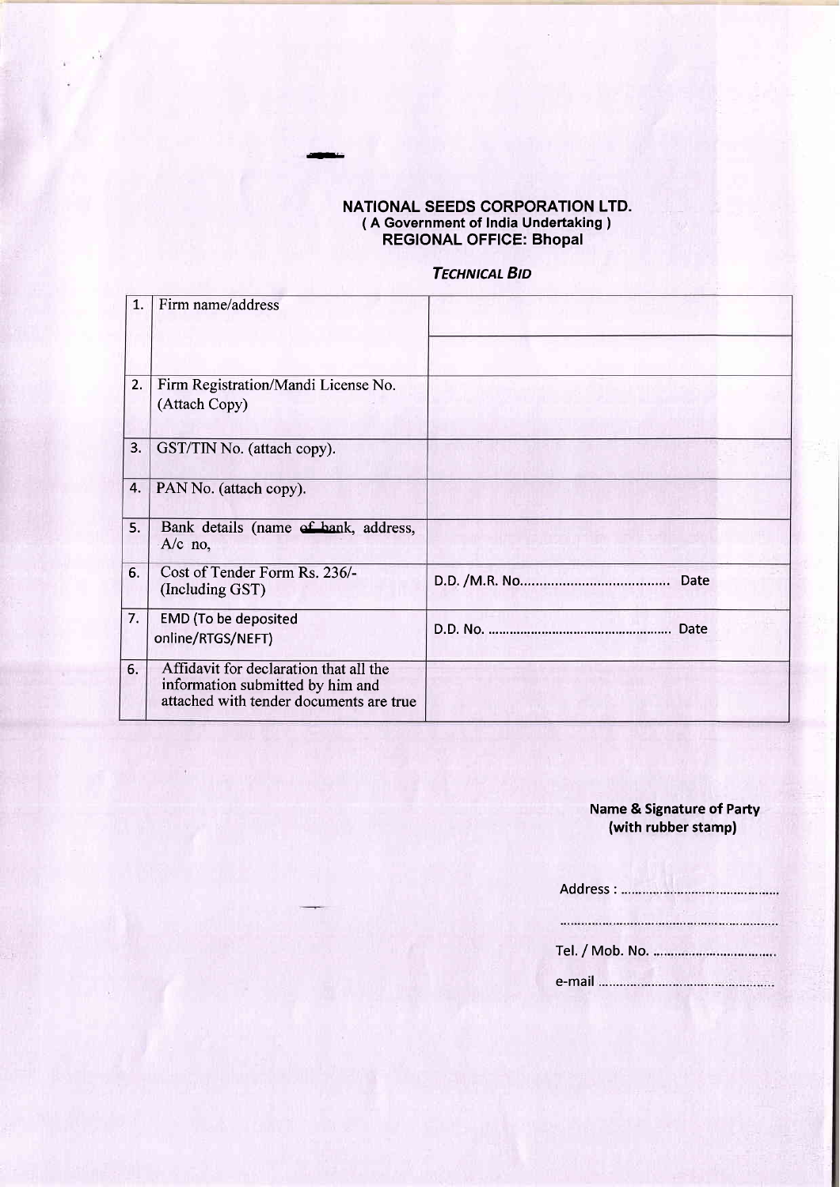**NATIONAL SEEDS CORPORATION LTD.**
**( A Government of India Undertaking )**
**REGIONAL OFFICE: Bhopal**

***TECHNICAL BID***

| | | |
|---|---|---|
| 1. | Firm name/address | |
| | | |
| 2. | Firm Registration/Mandi License No. (Attach Copy) | |
| 3. | GST/TIN No. (attach copy). | |
| 4. | PAN No. (attach copy). | |
| 5. | Bank details (name of bank, address, A/c no, | |
| 6. | Cost of Tender Form Rs. 236/- (Including GST) | D.D. /M.R. No....................................... Date |
| 7. | EMD (To be deposited online/RTGS/NEFT) | D.D. No. ................................................. Date |
| 6. | Affidavit for declaration that all the information submitted by him and attached with tender documents are true | |

**Name & Signature of Party**
**(with rubber stamp)**

Address : ..........................................

.......................................................

Tel. / Mob. No. ................................

e-mail ...............................................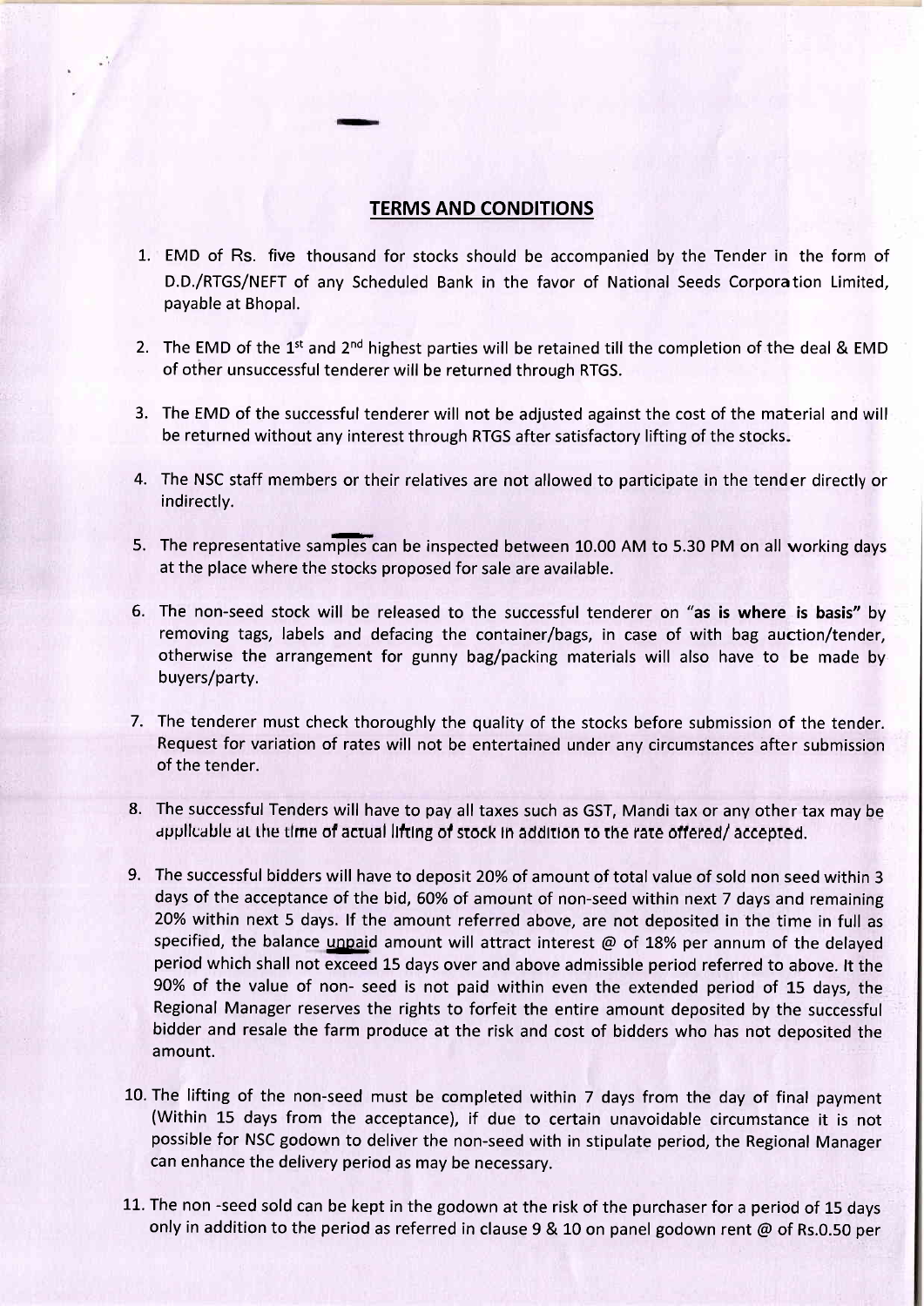## TERMS AND CONDITIONS

1. EMD of Rs. five thousand for stocks should be accompanied by the Tender in the form of D.D./RTGS/NEFT of any Scheduled Bank in the favor of National Seeds Corporation Limited, payable at Bhopal.

2. The EMD of the 1st and 2nd highest parties will be retained till the completion of the deal & EMD of other unsuccessful tenderer will be returned through RTGS.

3. The EMD of the successful tenderer will not be adjusted against the cost of the material and will be returned without any interest through RTGS after satisfactory lifting of the stocks.

4. The NSC staff members or their relatives are not allowed to participate in the tender directly or indirectly.

5. The representative samples can be inspected between 10.00 AM to 5.30 PM on all working days at the place where the stocks proposed for sale are available.

6. The non-seed stock will be released to the successful tenderer on "**as is where is basis**" by removing tags, labels and defacing the container/bags, in case of with bag auction/tender, otherwise the arrangement for gunny bag/packing materials will also have to be made by buyers/party.

7. The tenderer must check thoroughly the quality of the stocks before submission of the tender. Request for variation of rates will not be entertained under any circumstances after submission of the tender.

8. The successful Tenders will have to pay all taxes such as GST, Mandi tax or any other tax may be applicable at the time of actual lifting of stock in addition to the rate offered/ accepted.

9. The successful bidders will have to deposit 20% of amount of total value of sold non seed within 3 days of the acceptance of the bid, 60% of amount of non-seed within next 7 days and remaining 20% within next 5 days. If the amount referred above, are not deposited in the time in full as specified, the balance unpaid amount will attract interest @ of 18% per annum of the delayed period which shall not exceed 15 days over and above admissible period referred to above. It the 90% of the value of non- seed is not paid within even the extended period of 15 days, the Regional Manager reserves the rights to forfeit the entire amount deposited by the successful bidder and resale the farm produce at the risk and cost of bidders who has not deposited the amount.

10. The lifting of the non-seed must be completed within 7 days from the day of final payment (Within 15 days from the acceptance), if due to certain unavoidable circumstance it is not possible for NSC godown to deliver the non-seed with in stipulate period, the Regional Manager can enhance the delivery period as may be necessary.

11. The non -seed sold can be kept in the godown at the risk of the purchaser for a period of 15 days only in addition to the period as referred in clause 9 & 10 on panel godown rent @ of Rs.0.50 per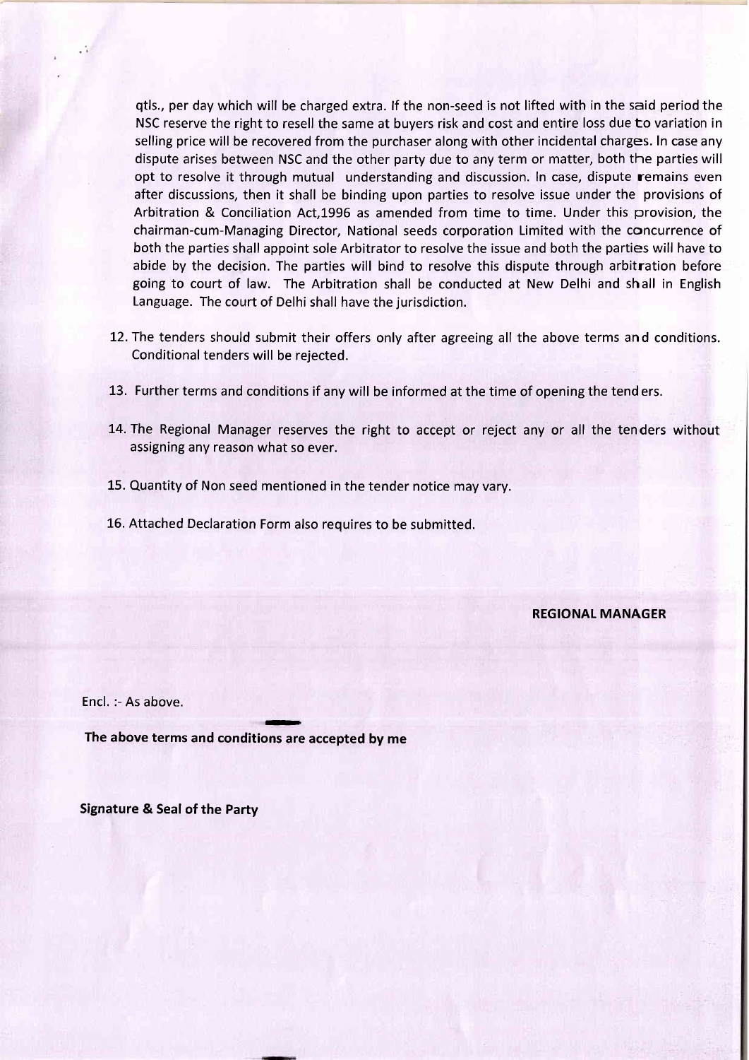qtls., per day which will be charged extra. If the non-seed is not lifted with in the said period the NSC reserve the right to resell the same at buyers risk and cost and entire loss due to variation in selling price will be recovered from the purchaser along with other incidental charges. In case any dispute arises between NSC and the other party due to any term or matter, both the parties will opt to resolve it through mutual understanding and discussion. In case, dispute remains even after discussions, then it shall be binding upon parties to resolve issue under the provisions of Arbitration & Conciliation Act,1996 as amended from time to time. Under this provision, the chairman-cum-Managing Director, National seeds corporation Limited with the concurrence of both the parties shall appoint sole Arbitrator to resolve the issue and both the parties will have to abide by the decision. The parties will bind to resolve this dispute through arbitration before going to court of law. The Arbitration shall be conducted at New Delhi and shall in English Language. The court of Delhi shall have the jurisdiction.

12. The tenders should submit their offers only after agreeing all the above terms and conditions. Conditional tenders will be rejected.

13. Further terms and conditions if any will be informed at the time of opening the tenders.

14. The Regional Manager reserves the right to accept or reject any or all the tenders without assigning any reason what so ever.

15. Quantity of Non seed mentioned in the tender notice may vary.

16. Attached Declaration Form also requires to be submitted.

**REGIONAL MANAGER**

Encl. :- As above.

**The above terms and conditions are accepted by me**

**Signature & Seal of the Party**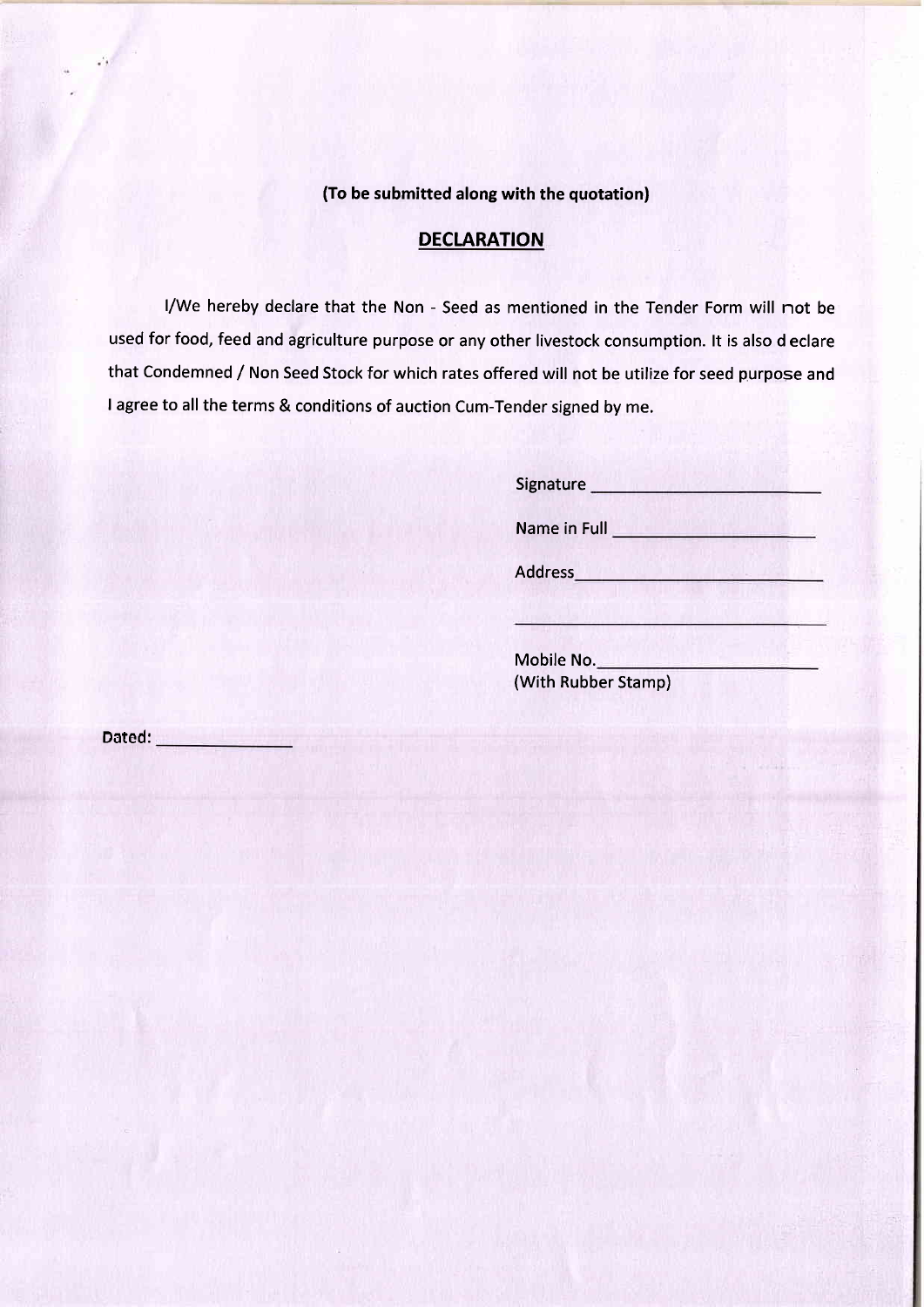**(To be submitted along with the quotation)**

## DECLARATION

I/We hereby declare that the Non - Seed as mentioned in the Tender Form will not be used for food, feed and agriculture purpose or any other livestock consumption. It is also d eclare that Condemned / Non Seed Stock for which rates offered will not be utilize for seed purpose and I agree to all the terms & conditions of auction Cum-Tender signed by me.

Signature ______________________

Name in Full ______________________

Address______________________

______________________

Mobile No.______________________
(With Rubber Stamp)

Dated: ______________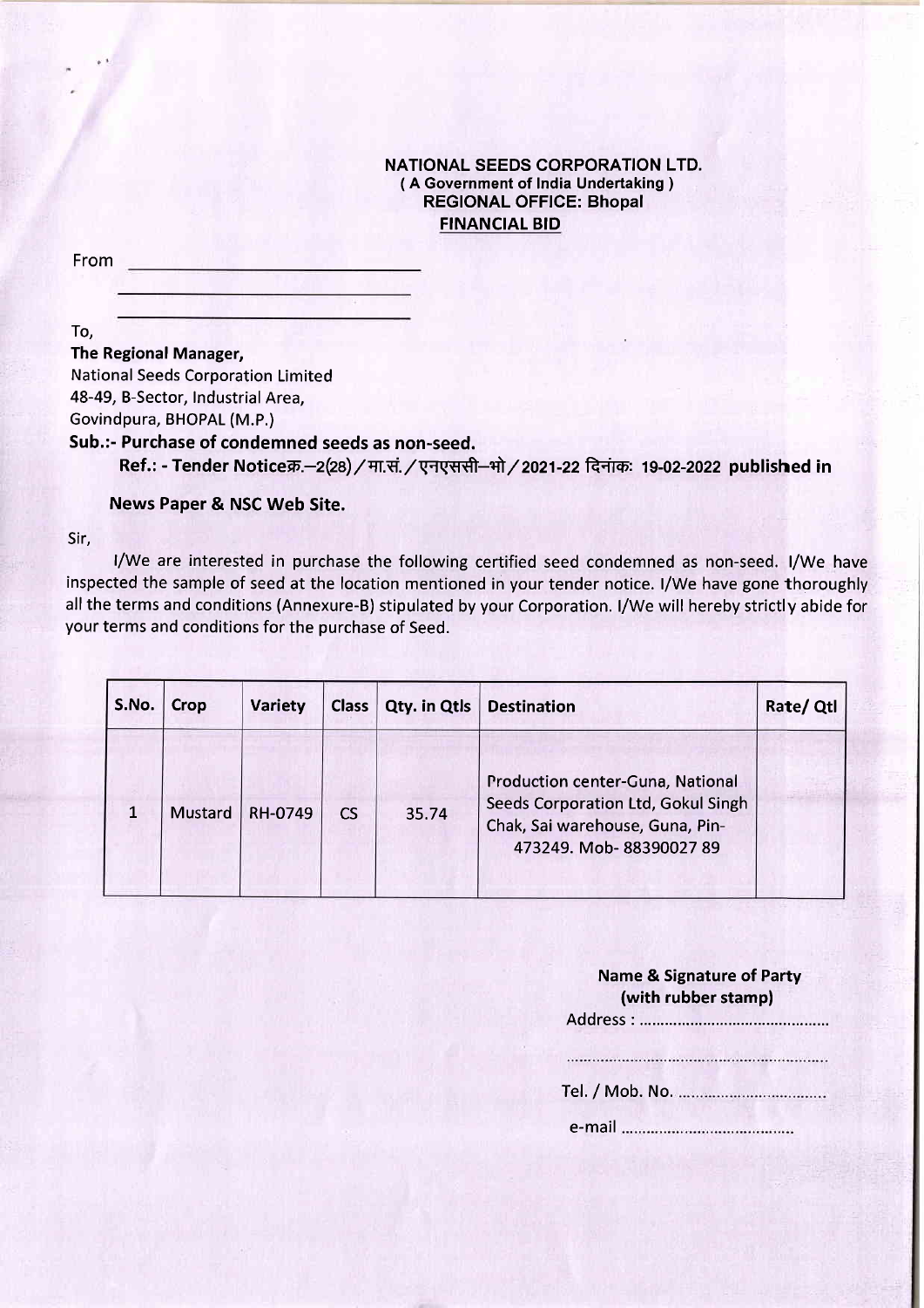**NATIONAL SEEDS CORPORATION LTD.**
**( A Government of India Undertaking )**
**REGIONAL OFFICE: Bhopal**
**FINANCIAL BID**

From \_\_\_\_\_\_\_\_\_\_\_\_\_\_\_\_\_\_\_\_\_\_\_\_\_\_\_\_

\_\_\_\_\_\_\_\_\_\_\_\_\_\_\_\_\_\_\_\_\_\_\_\_\_\_\_\_

\_\_\_\_\_\_\_\_\_\_\_\_\_\_\_\_\_\_\_\_\_\_\_\_\_\_\_\_

To,

**The Regional Manager,**
National Seeds Corporation Limited
48-49, B-Sector, Industrial Area,
Govindpura, BHOPAL (M.P.)

**Sub.:- Purchase of condemned seeds as non-seed.**

**Ref.: - Tender Noticeक्र.–2(28)/मा.सं./एनएससी–भो/2021-22 दिनांक: 19-02-2022 published in News Paper & NSC Web Site.**

Sir,

I/We are interested in purchase the following certified seed condemned as non-seed. I/We have inspected the sample of seed at the location mentioned in your tender notice. I/We have gone thoroughly all the terms and conditions (Annexure-B) stipulated by your Corporation. I/We will hereby strictly abide for your terms and conditions for the purchase of Seed.

| S.No. | Crop | Variety | Class | Qty. in Qtls | Destination | Rate/ Qtl |
|---|---|---|---|---|---|---|
| 1 | Mustard | RH-0749 | CS | 35.74 | Production center-Guna, National Seeds Corporation Ltd, Gokul Singh Chak, Sai warehouse, Guna, Pin-473249. Mob- 88390027 89 | |

**Name & Signature of Party**
**(with rubber stamp)**

Address : ............................................

..............................................................

Tel. / Mob. No. ..................................

e-mail ........................................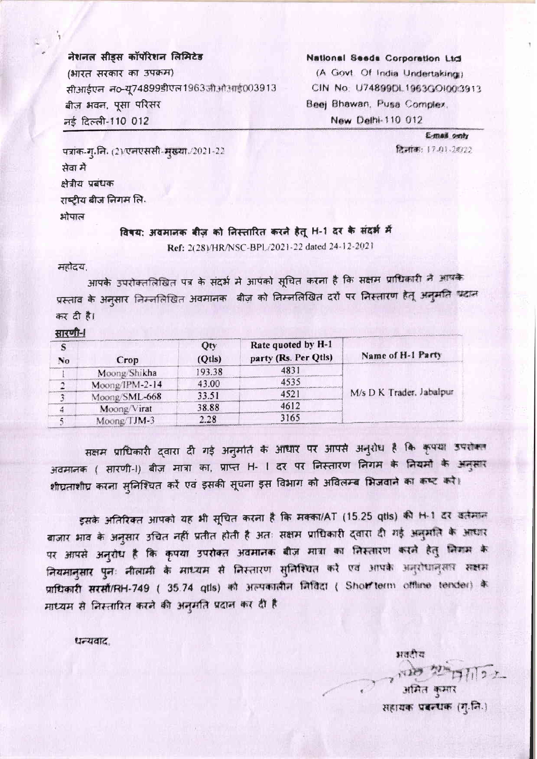नेशनल सीड्स कॉर्पोरेशन लिमिटेड
(भारत सरकार का उपक्रम)
सीआईएन न०-यू74899डीएल1963जीओआई003913
बीज भवन, पूसा परिसर
नई दिल्ली-110 012

**National Seeds Corporation Ltd**
(A Govt. Of India Undertaking)
CIN No: U74899DL1963GOI003913
Beej Bhawan, Pusa Complex,
New Delhi-110 012

E-mail only

पत्रांक-गु.नि. (2)/एनएससी-मुख्या./2021-22

दिनांक: 17.01.2022

सेवा में
क्षेत्रीय प्रबंधक
राष्ट्रीय बीज निगम लि.
भोपाल

**विषय: अवमानक बीज़ को निस्तारित करने हेतु H-1 दर के संदर्भ में**
Ref: 2(28)/HR/NSC-BPL/2021-22 dated 24-12-2021

महोदय,

आपके उपरोक्तलिखित पत्र के संदर्भ मे आपको सूचित करना है कि सक्षम प्राधिकारी ने आपके प्रस्ताव के अनुसार निम्नलिखित अवमानक बीज को निम्नलिखित दरों पर निस्तारण हेतु अनुमति प्रदान कर दी है।

सारणी-I

| S No | Crop | Qty (Qtls) | Rate quoted by H-1 party (Rs. Per Qtls) | Name of H-1 Party |
|---|---|---|---|---|
| 1 | Moong/Shikha | 193.38 | 4831 | M/s D K Trader, Jabalpur |
| 2 | Moong/IPM-2-14 | 43.00 | 4535 | |
| 3 | Moong/SML-668 | 33.51 | 4521 | |
| 4 | Moong/Virat | 38.88 | 4612 | |
| 5 | Moong/TJM-3 | 2.28 | 3165 | |

सक्षम प्राधिकारी द्वारा दी गई अनुमति के आधार पर आपसे अनुरोध है कि कृपया उपरोक्त अवमानक ( सारणी-I) बीज मात्रा का, प्राप्त H- I दर पर निस्तारण निगम के नियमों के अनुसार शीघ्राशीघ्र करना सुनिश्चित करें एवं इसकी सूचना इस विभाग को अविलम्ब भिजवाने का कष्ट करें।

इसके अतिरिक्त आपको यह भी सूचित करना है कि मक्का/AT (15.25 qtls) की H-1 दर वर्तमान बाजार भाव के अनुसार उचित नहीं प्रतीत होती है अतः सक्षम प्राधिकारी द्वारा दी गई अनुमति के आधार पर आपसे अनुरोध है कि कृपया उपरोक्त अवमानक बीज मात्रा का निस्तारण करने हेतु निगम के नियमानुसार पुनः नीलामी के माध्यम से निस्तारण सुनिश्चित करें एवं आपके अनुरोधानुसार सक्षम प्राधिकारी सरसों/RH-749 ( 35.74 qtls) को अल्पकालीन निविदा ( Short term offline tender) के माध्यम से निस्तारित करने की अनुमति प्रदान कर दी है

धन्यवाद,

भवदीय
अमित कुमार
सहायक प्रबन्धक (गु.नि.)